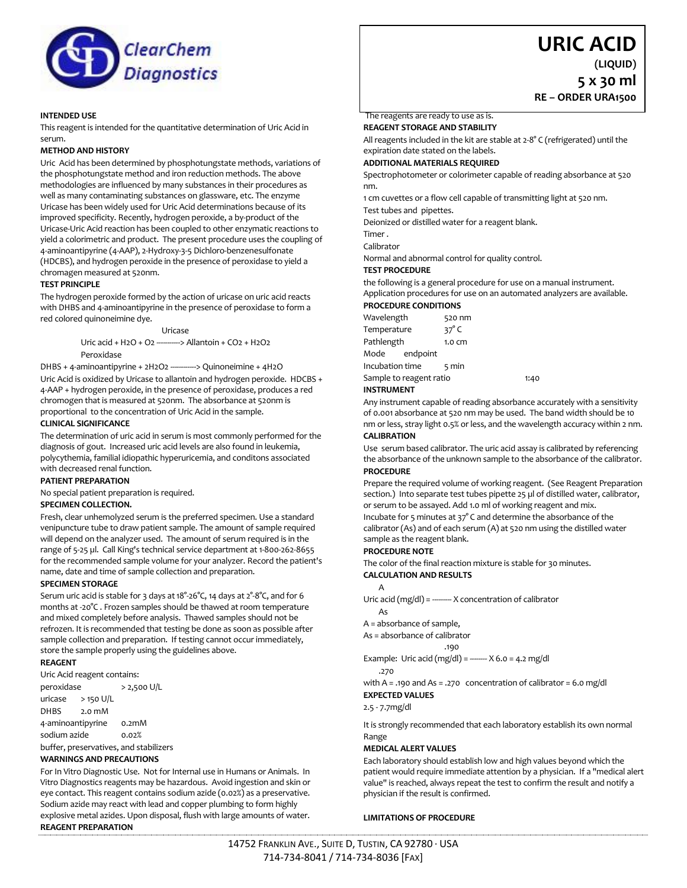ClearChem Diagnostics

# URIC ACID

**(LIQUID)**

**5 x 30 ml**

**RE – ORDER URA1500**

### INTENDED USE

This reagent is intended for the quantitative determination of Uric Acid in serum.

### METHOD AND HISTORY

Uric Acid has been determined by phosphotungstate methods, variations of the phosphotungstate method and iron reduction methods. The above methodologies are influenced by many substances in their procedures as well as many contaminating substances on glassware, etc. The enzyme Uricase has been widely used for Uric Acid determinations because of its improved specificity. Recently, hydrogen peroxide, a by-product of the Uricase-Uric Acid reaction has been coupled to other enzymatic reactions to yield a colorimetric and product. The present procedure uses the coupling of 4-aminoantipyrine (4-AAP), 2-Hydroxy-3-5 Dichloro-benzenesulfonate (HDCBS), and hydrogen peroxide in the presence of peroxidase to yield a chromagen measured at 520nm.

### TEST PRINCIPLE

The hydrogen peroxide formed by the action of uricase on uric acid reacts with DHBS and 4-aminoantipyrine in the presence of peroxidase to form a red colored quinoneimine dye.

$$\text{Uric acid} + H_2O + O_2 \xrightarrow{\text{Uricase}} \text{Allantoin} + CO_2 + H_2O_2$$

$$\text{DHBS} + \text{4-aminoantipyrine} + 2H_2O_2 \xrightarrow{\text{Peroxidase}} \text{Quinoneimine} + 4H_2O$$

Uric Acid is oxidized by Uricase to allantoin and hydrogen peroxide. HDCBS + 4-AAP + hydrogen peroxide, in the presence of peroxidase, produces a red chromogen that is measured at 520nm. The absorbance at 520nm is proportional to the concentration of Uric Acid in the sample.

### CLINICAL SIGNIFICANCE

The determination of uric acid in serum is most commonly performed for the diagnosis of gout. Increased uric acid levels are also found in leukemia, polycythemia, familial idiopathic hyperuricemia, and conditons associated with decreased renal function.

### PATIENT PREPARATION

No special patient preparation is required.

### SPECIMEN COLLECTION.

Fresh, clear unhemolyzed serum is the preferred specimen. Use a standard venipuncture tube to draw patient sample. The amount of sample required will depend on the analyzer used. The amount of serum required is in the range of 5-25 µl. Call King's technical service department at 1-800-262-8655 for the recommended sample volume for your analyzer. Record the patient's name, date and time of sample collection and preparation.

### SPECIMEN STORAGE

Serum uric acid is stable for 3 days at 18°-26°C, 14 days at 2°-8°C, and for 6 months at -20°C . Frozen samples should be thawed at room temperature and mixed completely before analysis. Thawed samples should not be refrozen. It is recommended that testing be done as soon as possible after sample collection and preparation. If testing cannot occur immediately, store the sample properly using the guidelines above.

### REAGENT

Uric Acid reagent contains:

| | |
|---|---|
| peroxidase | > 2,500 U/L |
| uricase | > 150 U/L |
| DHBS | 2.0 mM |
| 4-aminoantipyrine | 0.2mM |
| sodium azide | 0.02% |

buffer, preservatives, and stabilizers

### WARNINGS AND PRECAUTIONS

For In Vitro Diagnostic Use. Not for Internal use in Humans or Animals. In Vitro Diagnostics reagents may be hazardous. Avoid ingestion and skin or eye contact. This reagent contains sodium azide (0.02%) as a preservative. Sodium azide may react with lead and copper plumbing to form highly explosive metal azides. Upon disposal, flush with large amounts of water.

### REAGENT PREPARATION

The reagents are ready to use as is.

### REAGENT STORAGE AND STABILITY

All reagents included in the kit are stable at 2-8° C (refrigerated) until the expiration date stated on the labels.

### ADDITIONAL MATERIALS REQUIRED

Spectrophotometer or colorimeter capable of reading absorbance at 520 nm.

1 cm cuvettes or a flow cell capable of transmitting light at 520 nm.

Test tubes and pipettes.

Deionized or distilled water for a reagent blank.

Timer .

Calibrator

Normal and abnormal control for quality control.

### TEST PROCEDURE

the following is a general procedure for use on a manual instrument. Application procedures for use on an automated analyzers are available.

### PROCEDURE CONDITIONS

| | |
|---|---|
| Wavelength | 520 nm |
| Temperature | 37° C |
| Pathlength | 1.0 cm |
| Mode | endpoint |
| Incubation time | 5 min |
| Sample to reagent ratio | 1:40 |

### INSTRUMENT

Any instrument capable of reading absorbance accurately with a sensitivity of 0.001 absorbance at 520 nm may be used. The band width should be 10 nm or less, stray light 0.5% or less, and the wavelength accuracy within 2 nm.

### CALIBRATION

Use serum based calibrator. The uric acid assay is calibrated by referencing the absorbance of the unknown sample to the absorbance of the calibrator.

### PROCEDURE

Prepare the required volume of working reagent. (See Reagent Preparation section.) Into separate test tubes pipette 25 µl of distilled water, calibrator, or serum to be assayed. Add 1.0 ml of working reagent and mix.

Incubate for 5 minutes at 37° C and determine the absorbance of the calibrator (As) and of each serum (A) at 520 nm using the distilled water sample as the reagent blank.

### PROCEDURE NOTE

The color of the final reaction mixture is stable for 30 minutes.

### CALCULATION AND RESULTS

$$\text{Uric acid (mg/dl)} = \frac{A}{As} \times \text{concentration of calibrator}$$

A = absorbance of sample,

As = absorbance of calibrator

$$\text{Example: Uric acid (mg/dl)} = \frac{.190}{.270} \times 6.0 = 4.2 \text{ mg/dl}$$

with A = .190 and As = .270 concentration of calibrator = 6.0 mg/dl

### EXPECTED VALUES

2.5 - 7.7mg/dl

It is strongly recommended that each laboratory establish its own normal Range

### MEDICAL ALERT VALUES

Each laboratory should establish low and high values beyond which the patient would require immediate attention by a physician. If a "medical alert value" is reached, always repeat the test to confirm the result and notify a physician if the result is confirmed.

### LIMITATIONS OF PROCEDURE

14752 Franklin Ave., Suite D, Tustin, CA 92780 · USA
714-734-8041 / 714-734-8036 [Fax]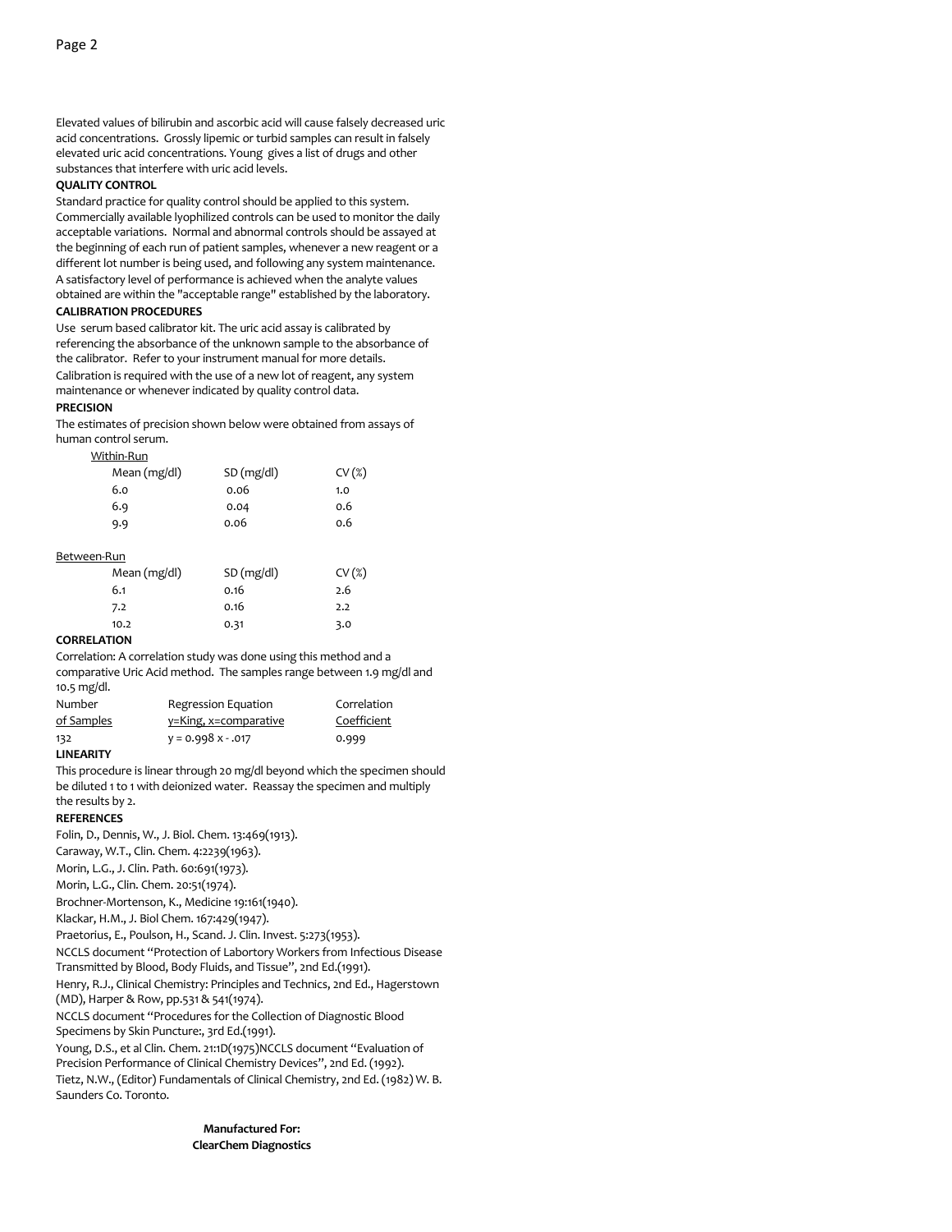Elevated values of bilirubin and ascorbic acid will cause falsely decreased uric acid concentrations. Grossly lipemic or turbid samples can result in falsely elevated uric acid concentrations. Young gives a list of drugs and other substances that interfere with uric acid levels.

**QUALITY CONTROL**

Standard practice for quality control should be applied to this system. Commercially available lyophilized controls can be used to monitor the daily acceptable variations. Normal and abnormal controls should be assayed at the beginning of each run of patient samples, whenever a new reagent or a different lot number is being used, and following any system maintenance.

A satisfactory level of performance is achieved when the analyte values obtained are within the "acceptable range" established by the laboratory.

**CALIBRATION PROCEDURES**

Use serum based calibrator kit. The uric acid assay is calibrated by referencing the absorbance of the unknown sample to the absorbance of the calibrator. Refer to your instrument manual for more details.

Calibration is required with the use of a new lot of reagent, any system maintenance or whenever indicated by quality control data.

**PRECISION**

The estimates of precision shown below were obtained from assays of human control serum.

Within-Run

| Mean (mg/dl) | SD (mg/dl) | CV (%) |
|---|---|---|
| 6.0 | 0.06 | 1.0 |
| 6.9 | 0.04 | 0.6 |
| 9.9 | 0.06 | 0.6 |

Between-Run

| Mean (mg/dl) | SD (mg/dl) | CV (%) |
|---|---|---|
| 6.1 | 0.16 | 2.6 |
| 7.2 | 0.16 | 2.2 |
| 10.2 | 0.31 | 3.0 |

**CORRELATION**

Correlation: A correlation study was done using this method and a comparative Uric Acid method. The samples range between 1.9 mg/dl and 10.5 mg/dl.

| Number of Samples | Regression Equation y=King, x=comparative | Correlation Coefficient |
|---|---|---|
| 132 | y = 0.998 x - .017 | 0.999 |

**LINEARITY**

This procedure is linear through 20 mg/dl beyond which the specimen should be diluted 1 to 1 with deionized water. Reassay the specimen and multiply the results by 2.

**REFERENCES**

Folin, D., Dennis, W., J. Biol. Chem. 13:469(1913).

Caraway, W.T., Clin. Chem. 4:2239(1963).

Morin, L.G., J. Clin. Path. 60:691(1973).

Morin, L.G., Clin. Chem. 20:51(1974).

Brochner-Mortenson, K., Medicine 19:161(1940).

Klackar, H.M., J. Biol Chem. 167:429(1947).

Praetorius, E., Poulson, H., Scand. J. Clin. Invest. 5:273(1953).

NCCLS document "Protection of Labortory Workers from Infectious Disease Transmitted by Blood, Body Fluids, and Tissue", 2nd Ed.(1991).

Henry, R.J., Clinical Chemistry: Principles and Technics, 2nd Ed., Hagerstown (MD), Harper & Row, pp.531 & 541(1974).

NCCLS document "Procedures for the Collection of Diagnostic Blood Specimens by Skin Puncture:, 3rd Ed.(1991).

Young, D.S., et al Clin. Chem. 21:1D(1975)NCCLS document "Evaluation of Precision Performance of Clinical Chemistry Devices", 2nd Ed. (1992).

Tietz, N.W., (Editor) Fundamentals of Clinical Chemistry, 2nd Ed. (1982) W. B. Saunders Co. Toronto.

**Manufactured For:**
**ClearChem Diagnostics**